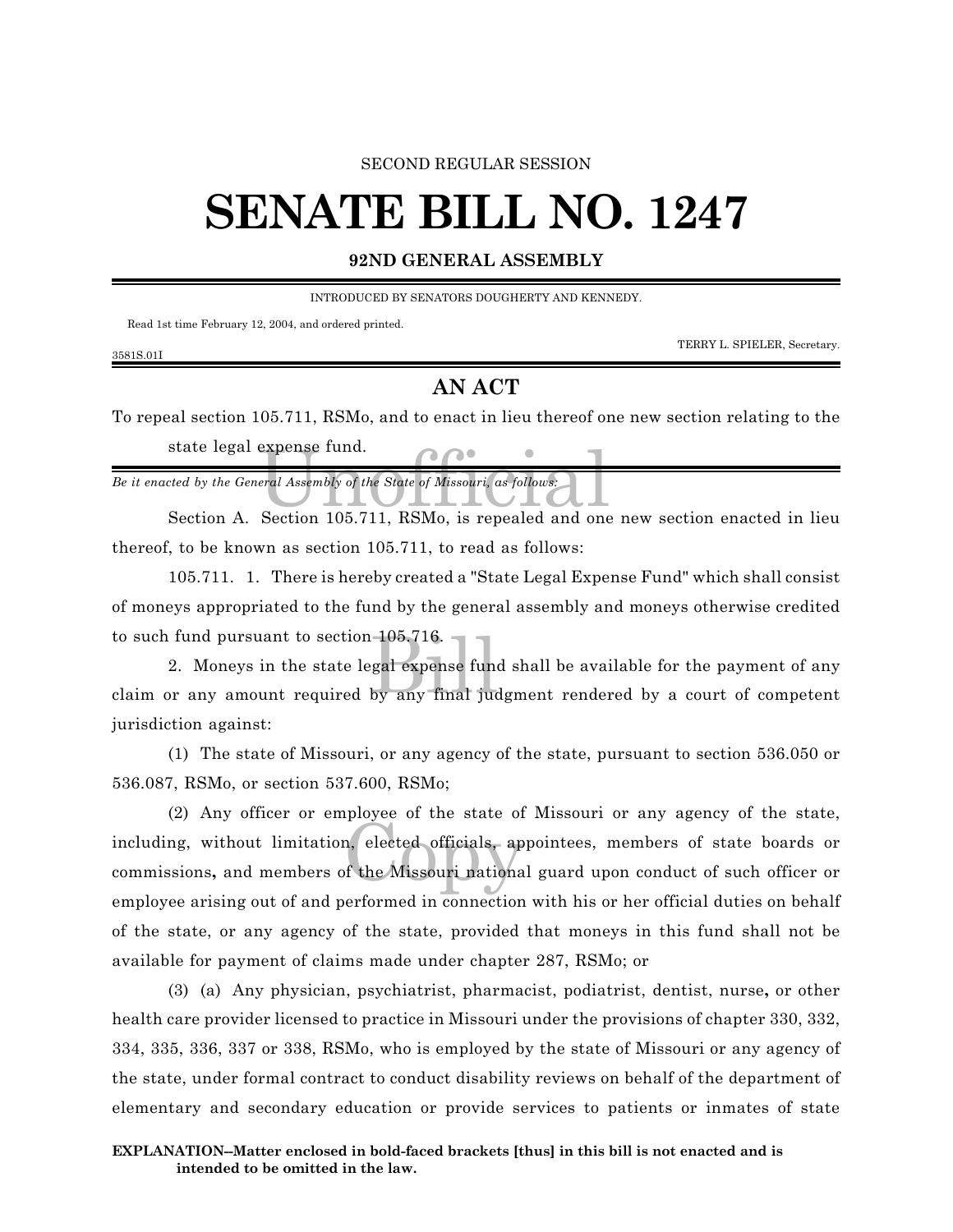SECOND REGULAR SESSION

# SENATE BILL NO. 1247

## 92ND GENERAL ASSEMBLY

INTRODUCED BY SENATORS DOUGHERTY AND KENNEDY.

Read 1st time February 12, 2004, and ordered printed.

TERRY L. SPIELER, Secretary.

3581S.01I

## AN ACT

To repeal section 105.711, RSMo, and to enact in lieu thereof one new section relating to the state legal expense fund.

*Be it enacted by the General Assembly of the State of Missouri, as follows:*

Section A. Section 105.711, RSMo, is repealed and one new section enacted in lieu thereof, to be known as section 105.711, to read as follows:

105.711. 1. There is hereby created a "State Legal Expense Fund" which shall consist of moneys appropriated to the fund by the general assembly and moneys otherwise credited to such fund pursuant to section 105.716.

2. Moneys in the state legal expense fund shall be available for the payment of any claim or any amount required by any final judgment rendered by a court of competent jurisdiction against:

(1) The state of Missouri, or any agency of the state, pursuant to section 536.050 or 536.087, RSMo, or section 537.600, RSMo;

(2) Any officer or employee of the state of Missouri or any agency of the state, including, without limitation, elected officials, appointees, members of state boards or commissions**,** and members of the Missouri national guard upon conduct of such officer or employee arising out of and performed in connection with his or her official duties on behalf of the state, or any agency of the state, provided that moneys in this fund shall not be available for payment of claims made under chapter 287, RSMo; or

(3) (a) Any physician, psychiatrist, pharmacist, podiatrist, dentist, nurse**,** or other health care provider licensed to practice in Missouri under the provisions of chapter 330, 332, 334, 335, 336, 337 or 338, RSMo, who is employed by the state of Missouri or any agency of the state, under formal contract to conduct disability reviews on behalf of the department of elementary and secondary education or provide services to patients or inmates of state

**EXPLANATION--Matter enclosed in bold-faced brackets [thus] in this bill is not enacted and is intended to be omitted in the law.**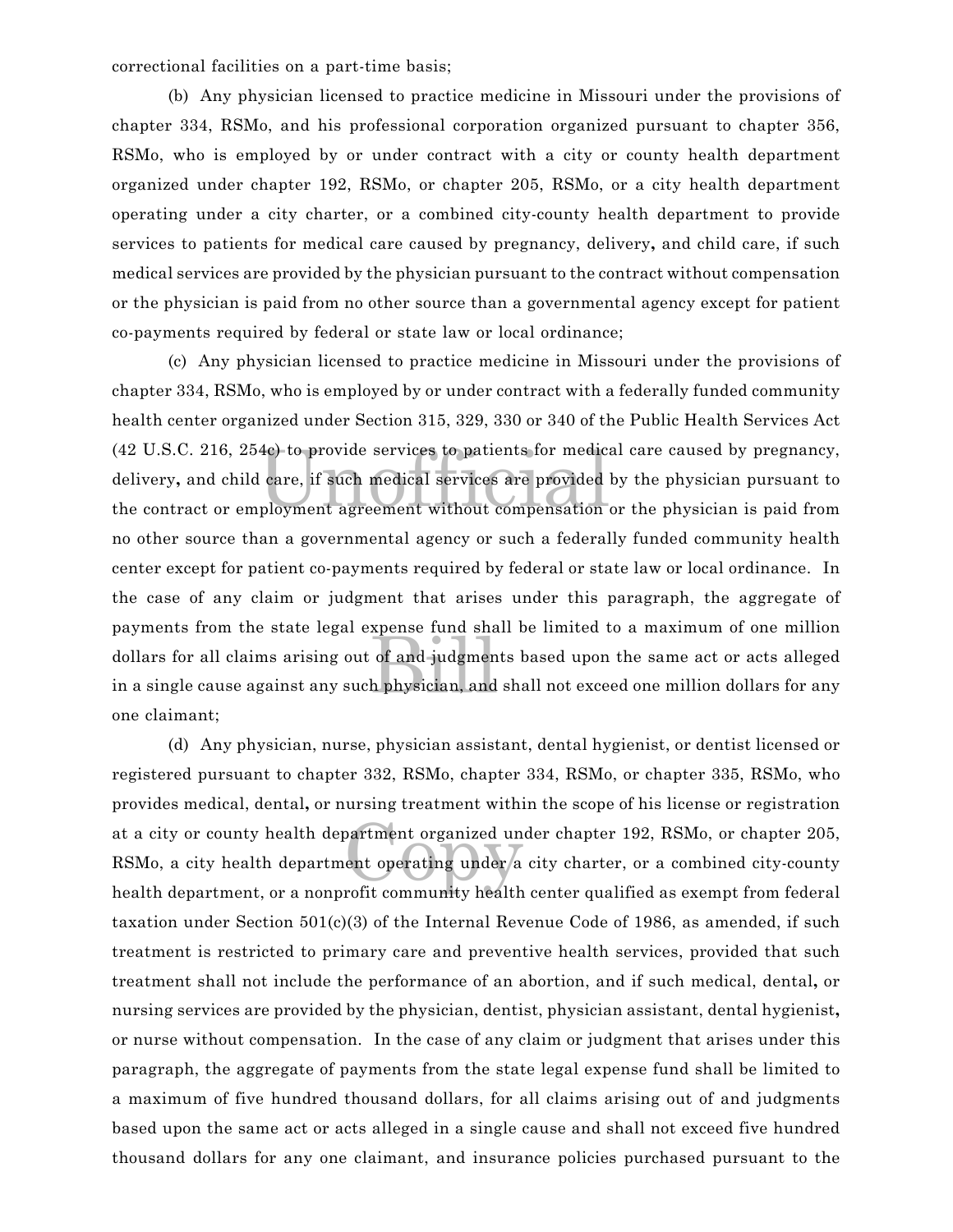correctional facilities on a part-time basis;

(b) Any physician licensed to practice medicine in Missouri under the provisions of chapter 334, RSMo, and his professional corporation organized pursuant to chapter 356, RSMo, who is employed by or under contract with a city or county health department organized under chapter 192, RSMo, or chapter 205, RSMo, or a city health department operating under a city charter, or a combined city-county health department to provide services to patients for medical care caused by pregnancy, delivery**,** and child care, if such medical services are provided by the physician pursuant to the contract without compensation or the physician is paid from no other source than a governmental agency except for patient co-payments required by federal or state law or local ordinance;

(c) Any physician licensed to practice medicine in Missouri under the provisions of chapter 334, RSMo, who is employed by or under contract with a federally funded community health center organized under Section 315, 329, 330 or 340 of the Public Health Services Act (42 U.S.C. 216, 254c) to provide services to patients for medical care caused by pregnancy, delivery**,** and child care, if such medical services are provided by the physician pursuant to the contract or employment agreement without compensation or the physician is paid from no other source than a governmental agency or such a federally funded community health center except for patient co-payments required by federal or state law or local ordinance. In the case of any claim or judgment that arises under this paragraph, the aggregate of payments from the state legal expense fund shall be limited to a maximum of one million dollars for all claims arising out of and judgments based upon the same act or acts alleged in a single cause against any such physician, and shall not exceed one million dollars for any one claimant;

(d) Any physician, nurse, physician assistant, dental hygienist, or dentist licensed or registered pursuant to chapter 332, RSMo, chapter 334, RSMo, or chapter 335, RSMo, who provides medical, dental**,** or nursing treatment within the scope of his license or registration at a city or county health department organized under chapter 192, RSMo, or chapter 205, RSMo, a city health department operating under a city charter, or a combined city-county health department, or a nonprofit community health center qualified as exempt from federal taxation under Section 501(c)(3) of the Internal Revenue Code of 1986, as amended, if such treatment is restricted to primary care and preventive health services, provided that such treatment shall not include the performance of an abortion, and if such medical, dental**,** or nursing services are provided by the physician, dentist, physician assistant, dental hygienist**,** or nurse without compensation. In the case of any claim or judgment that arises under this paragraph, the aggregate of payments from the state legal expense fund shall be limited to a maximum of five hundred thousand dollars, for all claims arising out of and judgments based upon the same act or acts alleged in a single cause and shall not exceed five hundred thousand dollars for any one claimant, and insurance policies purchased pursuant to the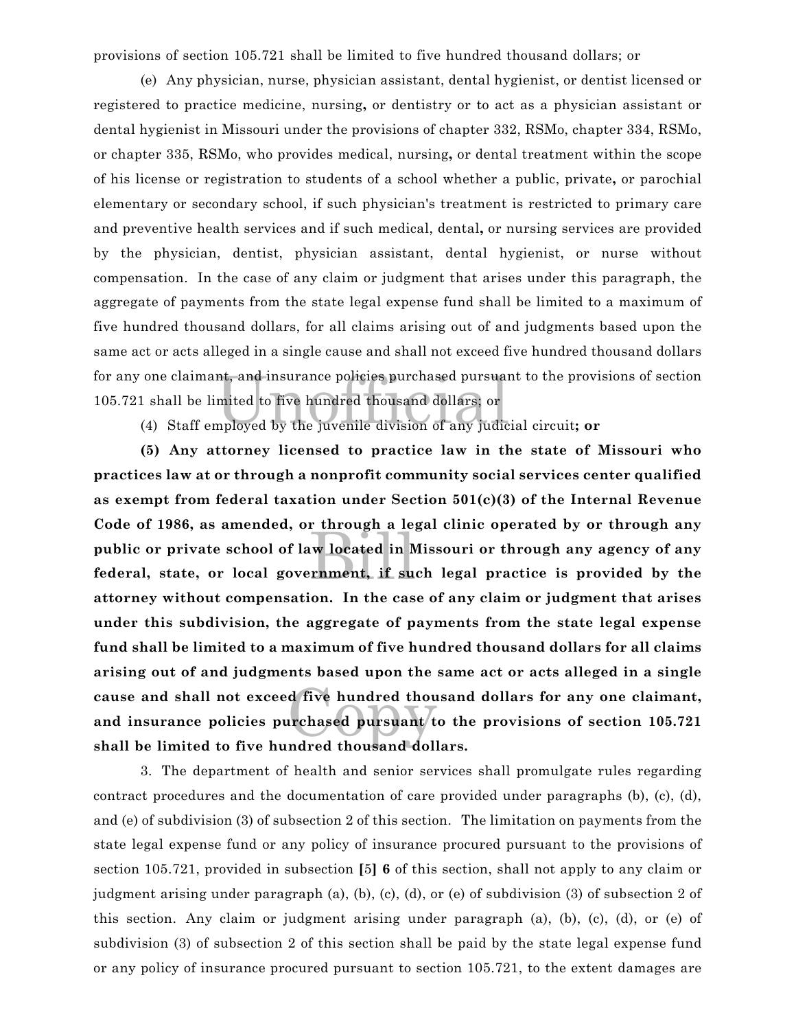provisions of section 105.721 shall be limited to five hundred thousand dollars; or

(e) Any physician, nurse, physician assistant, dental hygienist, or dentist licensed or registered to practice medicine, nursing**,** or dentistry or to act as a physician assistant or dental hygienist in Missouri under the provisions of chapter 332, RSMo, chapter 334, RSMo, or chapter 335, RSMo, who provides medical, nursing**,** or dental treatment within the scope of his license or registration to students of a school whether a public, private**,** or parochial elementary or secondary school, if such physician's treatment is restricted to primary care and preventive health services and if such medical, dental**,** or nursing services are provided by the physician, dentist, physician assistant, dental hygienist, or nurse without compensation. In the case of any claim or judgment that arises under this paragraph, the aggregate of payments from the state legal expense fund shall be limited to a maximum of five hundred thousand dollars, for all claims arising out of and judgments based upon the same act or acts alleged in a single cause and shall not exceed five hundred thousand dollars for any one claimant, and insurance policies purchased pursuant to the provisions of section 105.721 shall be limited to five hundred thousand dollars; or

(4) Staff employed by the juvenile division of any judicial circuit**; or**

**(5) Any attorney licensed to practice law in the state of Missouri who practices law at or through a nonprofit community social services center qualified as exempt from federal taxation under Section 501(c)(3) of the Internal Revenue Code of 1986, as amended, or through a legal clinic operated by or through any public or private school of law located in Missouri or through any agency of any federal, state, or local government, if such legal practice is provided by the attorney without compensation. In the case of any claim or judgment that arises under this subdivision, the aggregate of payments from the state legal expense fund shall be limited to a maximum of five hundred thousand dollars for all claims arising out of and judgments based upon the same act or acts alleged in a single cause and shall not exceed five hundred thousand dollars for any one claimant, and insurance policies purchased pursuant to the provisions of section 105.721 shall be limited to five hundred thousand dollars.**

3. The department of health and senior services shall promulgate rules regarding contract procedures and the documentation of care provided under paragraphs (b), (c), (d), and (e) of subdivision (3) of subsection 2 of this section. The limitation on payments from the state legal expense fund or any policy of insurance procured pursuant to the provisions of section 105.721, provided in subsection **[**5**] 6** of this section, shall not apply to any claim or judgment arising under paragraph (a), (b), (c), (d), or (e) of subdivision (3) of subsection 2 of this section. Any claim or judgment arising under paragraph (a), (b), (c), (d), or (e) of subdivision (3) of subsection 2 of this section shall be paid by the state legal expense fund or any policy of insurance procured pursuant to section 105.721, to the extent damages are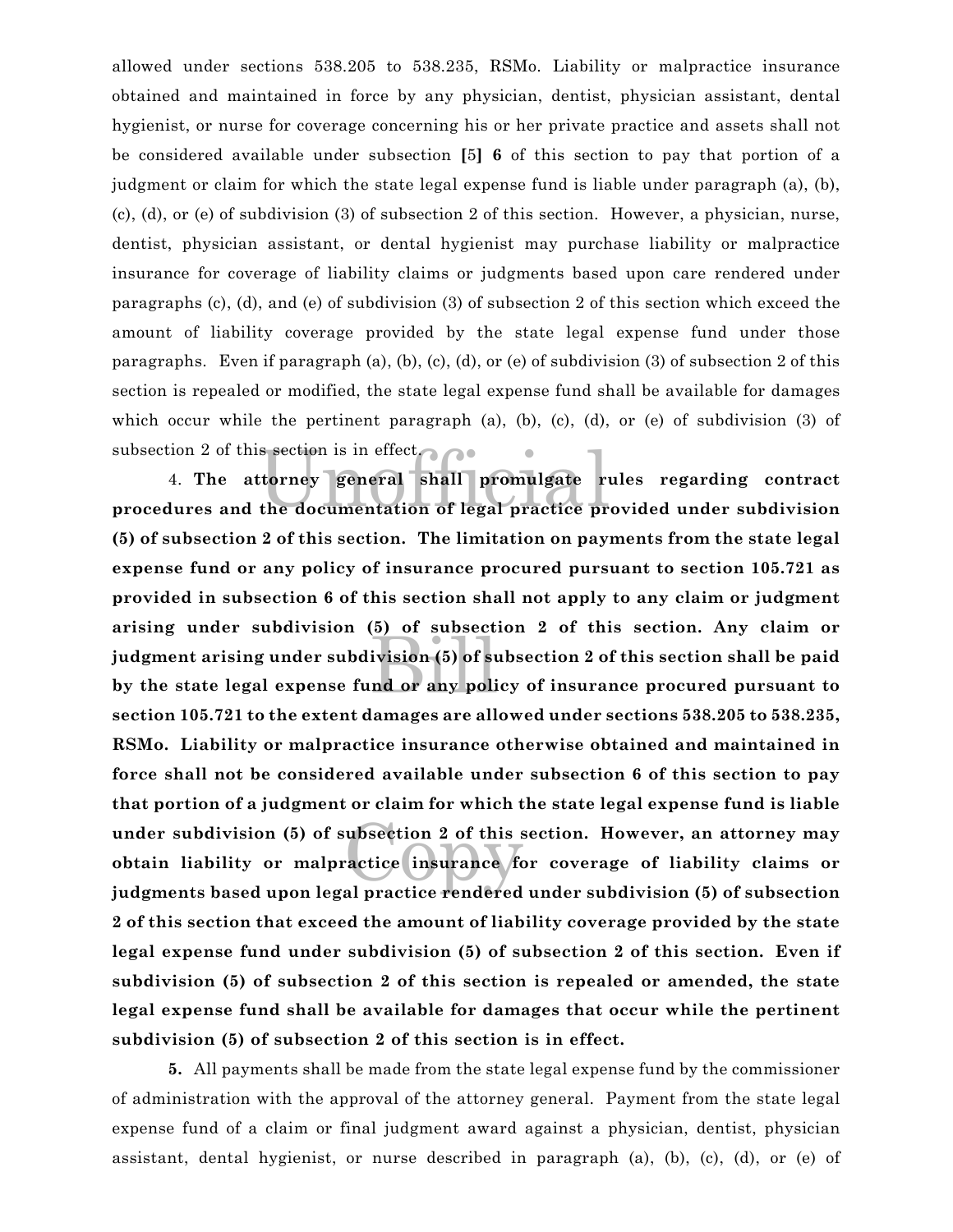allowed under sections 538.205 to 538.235, RSMo. Liability or malpractice insurance obtained and maintained in force by any physician, dentist, physician assistant, dental hygienist, or nurse for coverage concerning his or her private practice and assets shall not be considered available under subsection [5] **6** of this section to pay that portion of a judgment or claim for which the state legal expense fund is liable under paragraph (a), (b), (c), (d), or (e) of subdivision (3) of subsection 2 of this section. However, a physician, nurse, dentist, physician assistant, or dental hygienist may purchase liability or malpractice insurance for coverage of liability claims or judgments based upon care rendered under paragraphs (c), (d), and (e) of subdivision (3) of subsection 2 of this section which exceed the amount of liability coverage provided by the state legal expense fund under those paragraphs. Even if paragraph (a), (b), (c), (d), or (e) of subdivision (3) of subsection 2 of this section is repealed or modified, the state legal expense fund shall be available for damages which occur while the pertinent paragraph (a), (b), (c), (d), or (e) of subdivision (3) of subsection 2 of this section is in effect.

4. **The attorney general shall promulgate rules regarding contract procedures and the documentation of legal practice provided under subdivision (5) of subsection 2 of this section. The limitation on payments from the state legal expense fund or any policy of insurance procured pursuant to section 105.721 as provided in subsection 6 of this section shall not apply to any claim or judgment arising under subdivision (5) of subsection 2 of this section. Any claim or judgment arising under subdivision (5) of subsection 2 of this section shall be paid by the state legal expense fund or any policy of insurance procured pursuant to section 105.721 to the extent damages are allowed under sections 538.205 to 538.235, RSMo. Liability or malpractice insurance otherwise obtained and maintained in force shall not be considered available under subsection 6 of this section to pay that portion of a judgment or claim for which the state legal expense fund is liable under subdivision (5) of subsection 2 of this section. However, an attorney may obtain liability or malpractice insurance for coverage of liability claims or judgments based upon legal practice rendered under subdivision (5) of subsection 2 of this section that exceed the amount of liability coverage provided by the state legal expense fund under subdivision (5) of subsection 2 of this section. Even if subdivision (5) of subsection 2 of this section is repealed or amended, the state legal expense fund shall be available for damages that occur while the pertinent subdivision (5) of subsection 2 of this section is in effect.**

**5.** All payments shall be made from the state legal expense fund by the commissioner of administration with the approval of the attorney general. Payment from the state legal expense fund of a claim or final judgment award against a physician, dentist, physician assistant, dental hygienist, or nurse described in paragraph (a), (b), (c), (d), or (e) of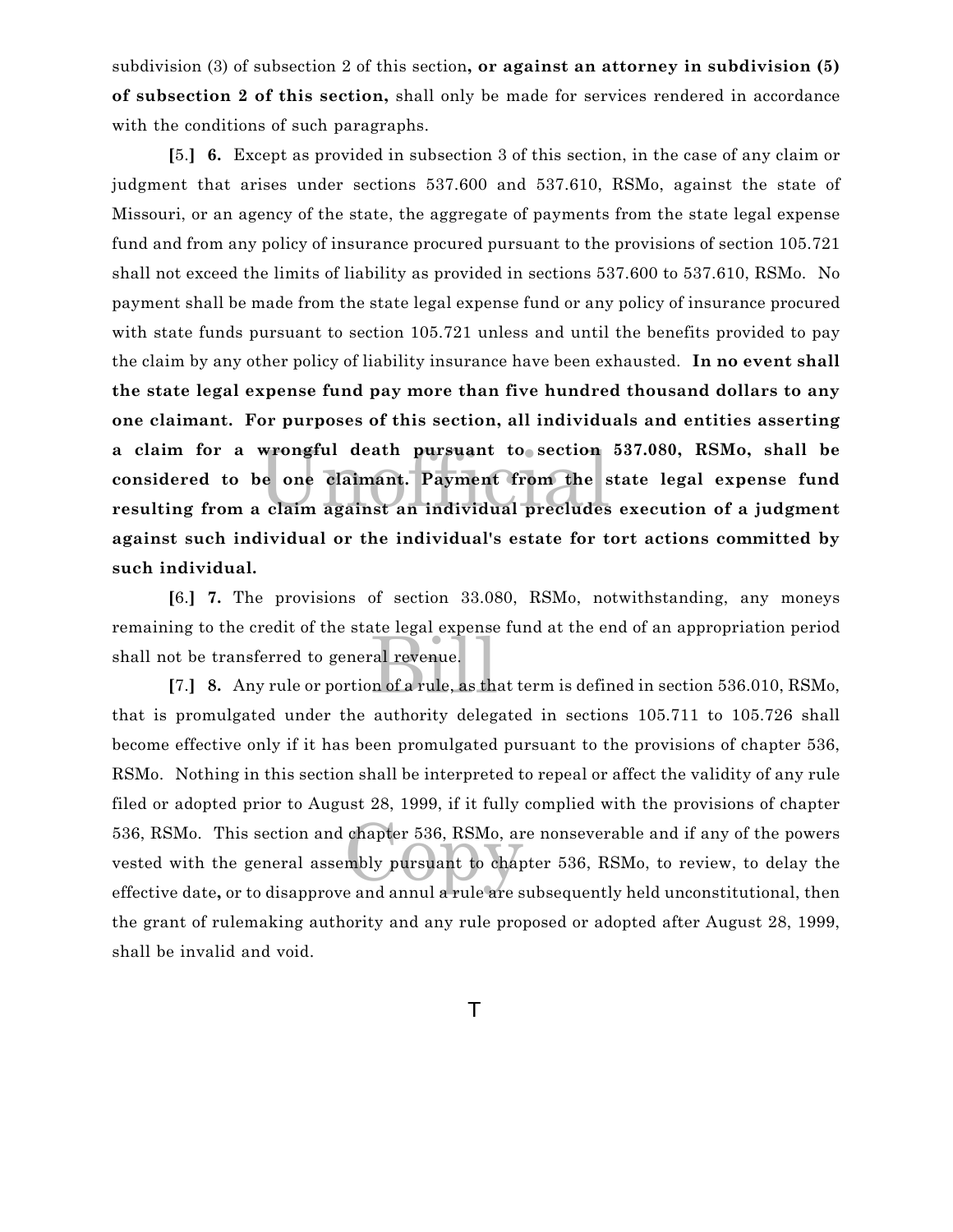subdivision (3) of subsection 2 of this section**, or against an attorney in subdivision (5) of subsection 2 of this section,** shall only be made for services rendered in accordance with the conditions of such paragraphs.

[5.] **6.** Except as provided in subsection 3 of this section, in the case of any claim or judgment that arises under sections 537.600 and 537.610, RSMo, against the state of Missouri, or an agency of the state, the aggregate of payments from the state legal expense fund and from any policy of insurance procured pursuant to the provisions of section 105.721 shall not exceed the limits of liability as provided in sections 537.600 to 537.610, RSMo. No payment shall be made from the state legal expense fund or any policy of insurance procured with state funds pursuant to section 105.721 unless and until the benefits provided to pay the claim by any other policy of liability insurance have been exhausted. **In no event shall the state legal expense fund pay more than five hundred thousand dollars to any one claimant. For purposes of this section, all individuals and entities asserting a claim for a wrongful death pursuant to section 537.080, RSMo, shall be considered to be one claimant. Payment from the state legal expense fund resulting from a claim against an individual precludes execution of a judgment against such individual or the individual's estate for tort actions committed by such individual.**

[6.] **7.** The provisions of section 33.080, RSMo, notwithstanding, any moneys remaining to the credit of the state legal expense fund at the end of an appropriation period shall not be transferred to general revenue.

[7.] **8.** Any rule or portion of a rule, as that term is defined in section 536.010, RSMo, that is promulgated under the authority delegated in sections 105.711 to 105.726 shall become effective only if it has been promulgated pursuant to the provisions of chapter 536, RSMo. Nothing in this section shall be interpreted to repeal or affect the validity of any rule filed or adopted prior to August 28, 1999, if it fully complied with the provisions of chapter 536, RSMo. This section and chapter 536, RSMo, are nonseverable and if any of the powers vested with the general assembly pursuant to chapter 536, RSMo, to review, to delay the effective date**,** or to disapprove and annul a rule are subsequently held unconstitutional, then the grant of rulemaking authority and any rule proposed or adopted after August 28, 1999, shall be invalid and void.

T